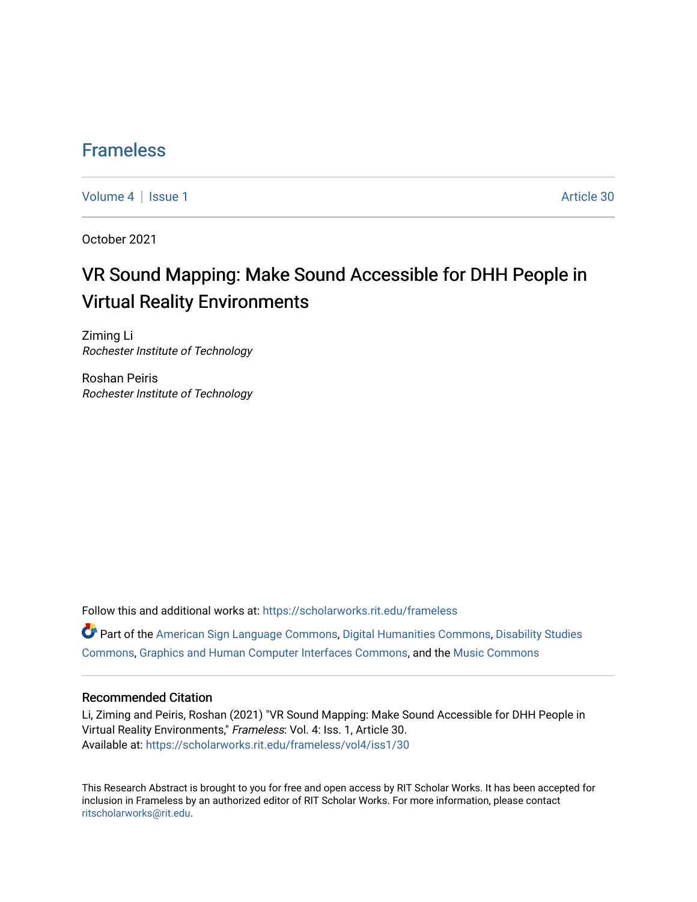# Frameless

Volume 4 | Issue 1 Article 30

October 2021

## VR Sound Mapping: Make Sound Accessible for DHH People in Virtual Reality Environments

Ziming Li
*Rochester Institute of Technology*

Roshan Peiris
*Rochester Institute of Technology*

Follow this and additional works at: https://scholarworks.rit.edu/frameless

Part of the American Sign Language Commons, Digital Humanities Commons, Disability Studies Commons, Graphics and Human Computer Interfaces Commons, and the Music Commons

### Recommended Citation

Li, Ziming and Peiris, Roshan (2021) "VR Sound Mapping: Make Sound Accessible for DHH People in Virtual Reality Environments," *Frameless*: Vol. 4: Iss. 1, Article 30.
Available at: https://scholarworks.rit.edu/frameless/vol4/iss1/30

This Research Abstract is brought to you for free and open access by RIT Scholar Works. It has been accepted for inclusion in Frameless by an authorized editor of RIT Scholar Works. For more information, please contact ritscholarworks@rit.edu.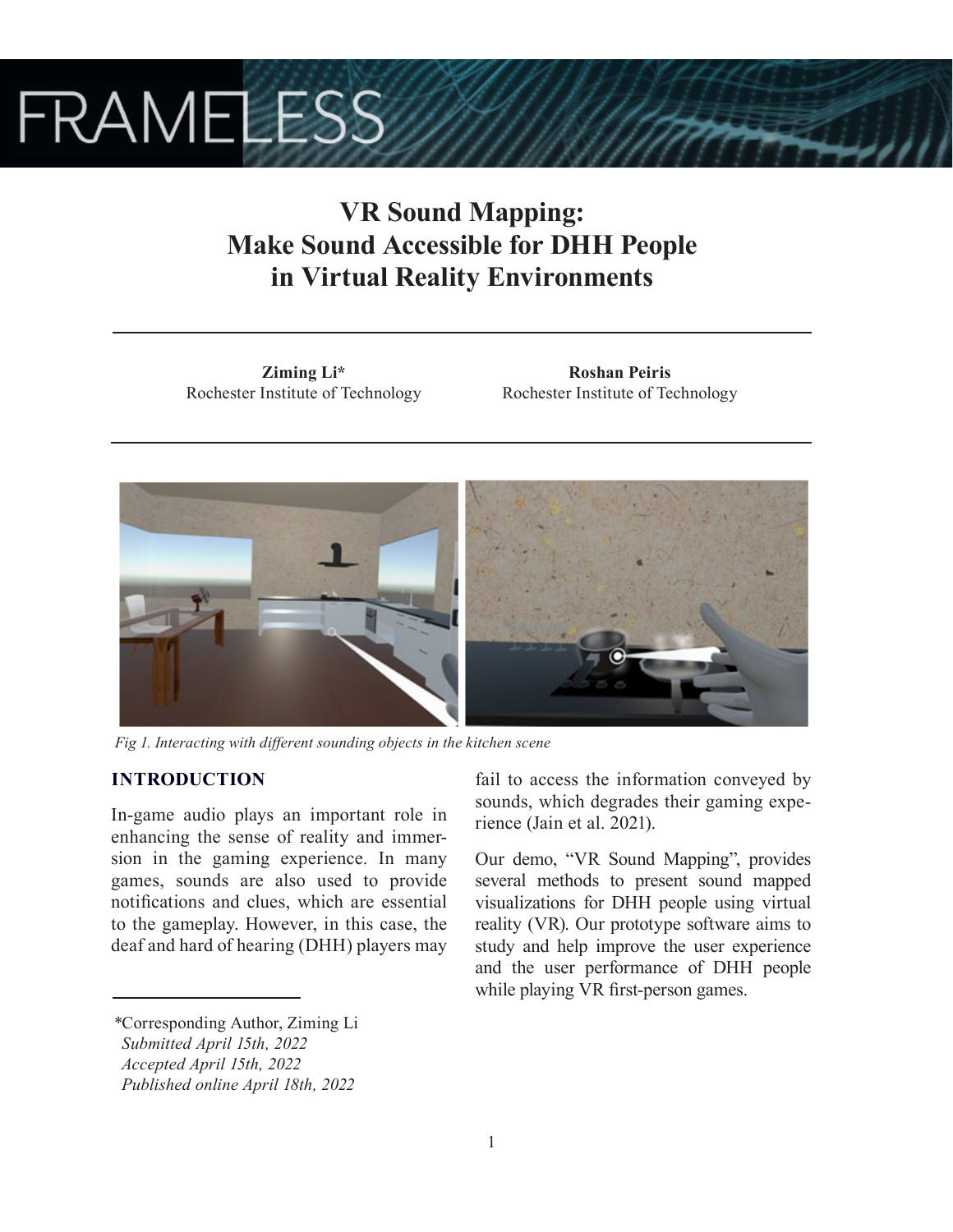# VR Sound Mapping: Make Sound Accessible for DHH People in Virtual Reality Environments

**Ziming Li***
Rochester Institute of Technology

**Roshan Peiris**
Rochester Institute of Technology

*Fig 1. Interacting with different sounding objects in the kitchen scene*

## INTRODUCTION

In-game audio plays an important role in enhancing the sense of reality and immersion in the gaming experience. In many games, sounds are also used to provide notifications and clues, which are essential to the gameplay. However, in this case, the deaf and hard of hearing (DHH) players may fail to access the information conveyed by sounds, which degrades their gaming experience (Jain et al. 2021).

Our demo, "VR Sound Mapping", provides several methods to present sound mapped visualizations for DHH people using virtual reality (VR). Our prototype software aims to study and help improve the user experience and the user performance of DHH people while playing VR first-person games.

*Corresponding Author, Ziming Li
*Submitted April 15th, 2022*
*Accepted April 15th, 2022*
*Published online April 18th, 2022*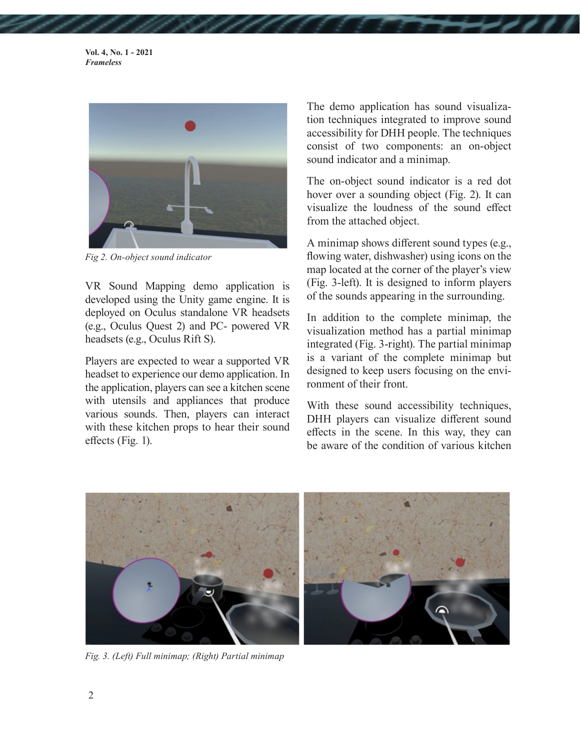*Fig 2. On-object sound indicator*

VR Sound Mapping demo application is developed using the Unity game engine. It is deployed on Oculus standalone VR headsets (e.g., Oculus Quest 2) and PC- powered VR headsets (e.g., Oculus Rift S).

Players are expected to wear a supported VR headset to experience our demo application. In the application, players can see a kitchen scene with utensils and appliances that produce various sounds. Then, players can interact with these kitchen props to hear their sound effects (Fig. 1).

The demo application has sound visualization techniques integrated to improve sound accessibility for DHH people. The techniques consist of two components: an on-object sound indicator and a minimap.

The on-object sound indicator is a red dot hover over a sounding object (Fig. 2). It can visualize the loudness of the sound effect from the attached object.

A minimap shows different sound types (e.g., flowing water, dishwasher) using icons on the map located at the corner of the player's view (Fig. 3-left). It is designed to inform players of the sounds appearing in the surrounding.

In addition to the complete minimap, the visualization method has a partial minimap integrated (Fig. 3-right). The partial minimap is a variant of the complete minimap but designed to keep users focusing on the environment of their front.

With these sound accessibility techniques, DHH players can visualize different sound effects in the scene. In this way, they can be aware of the condition of various kitchen

*Fig. 3. (Left) Full minimap; (Right) Partial minimap*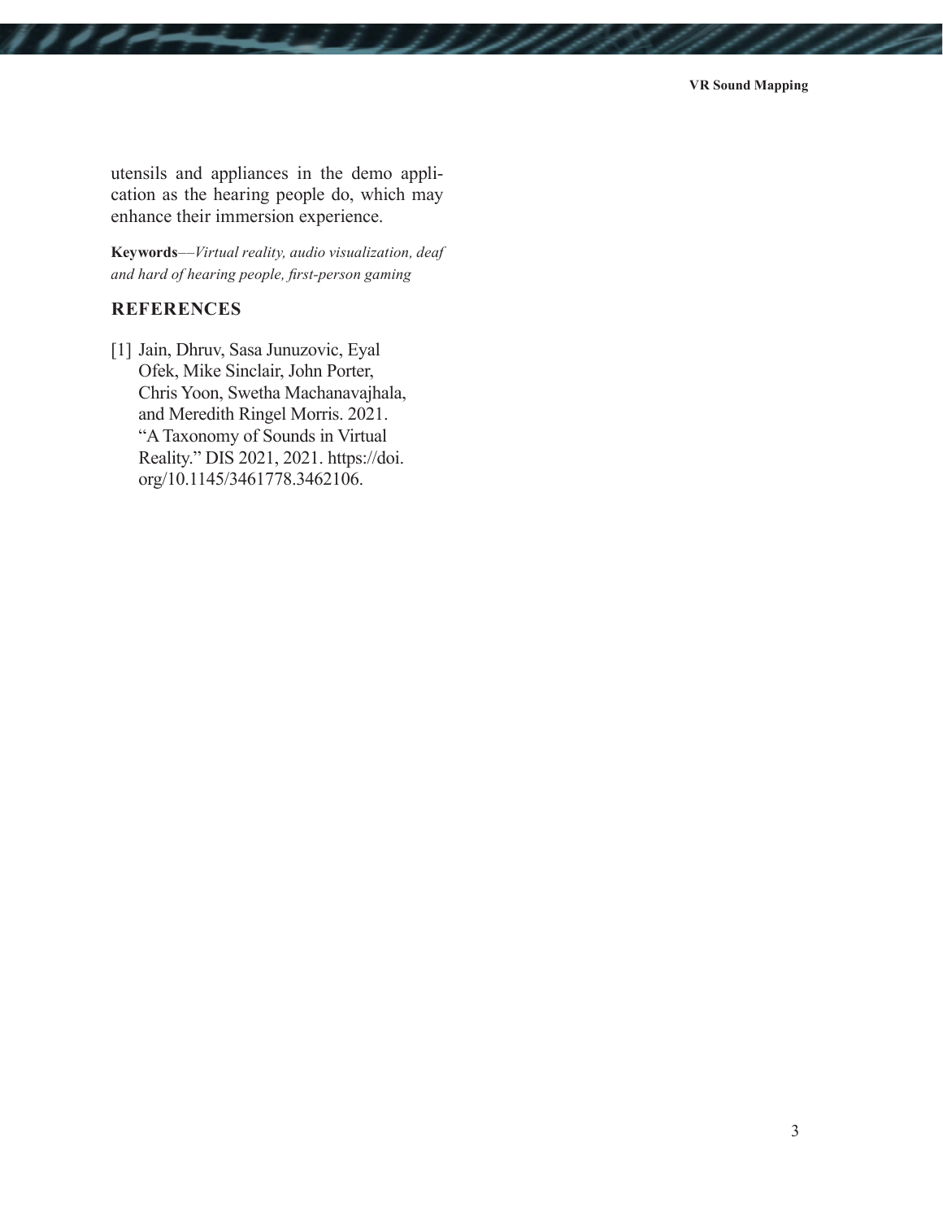utensils and appliances in the demo application as the hearing people do, which may enhance their immersion experience.

**Keywords**––*Virtual reality, audio visualization, deaf and hard of hearing people, first-person gaming*

## REFERENCES

[1] Jain, Dhruv, Sasa Junuzovic, Eyal Ofek, Mike Sinclair, John Porter, Chris Yoon, Swetha Machanavajhala, and Meredith Ringel Morris. 2021. "A Taxonomy of Sounds in Virtual Reality." DIS 2021, 2021. https://doi.org/10.1145/3461778.3462106.